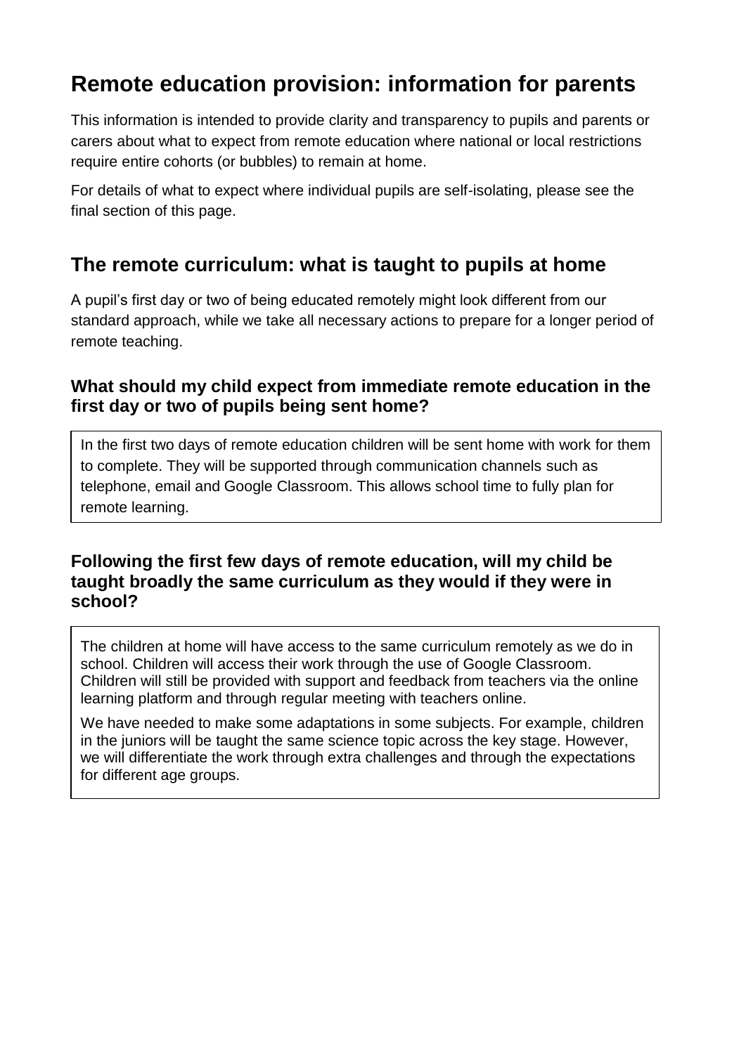# Remote education provision: information for parents

This information is intended to provide clarity and transparency to pupils and parents or carers about what to expect from remote education where national or local restrictions require entire cohorts (or bubbles) to remain at home.

For details of what to expect where individual pupils are self-isolating, please see the final section of this page.

## The remote curriculum: what is taught to pupils at home

A pupil's first day or two of being educated remotely might look different from our standard approach, while we take all necessary actions to prepare for a longer period of remote teaching.

### What should my child expect from immediate remote education in the first day or two of pupils being sent home?

In the first two days of remote education children will be sent home with work for them to complete. They will be supported through communication channels such as telephone, email and Google Classroom. This allows school time to fully plan for remote learning.

### Following the first few days of remote education, will my child be taught broadly the same curriculum as they would if they were in school?

The children at home will have access to the same curriculum remotely as we do in school. Children will access their work through the use of Google Classroom. Children will still be provided with support and feedback from teachers via the online learning platform and through regular meeting with teachers online.

We have needed to make some adaptations in some subjects. For example, children in the juniors will be taught the same science topic across the key stage. However, we will differentiate the work through extra challenges and through the expectations for different age groups.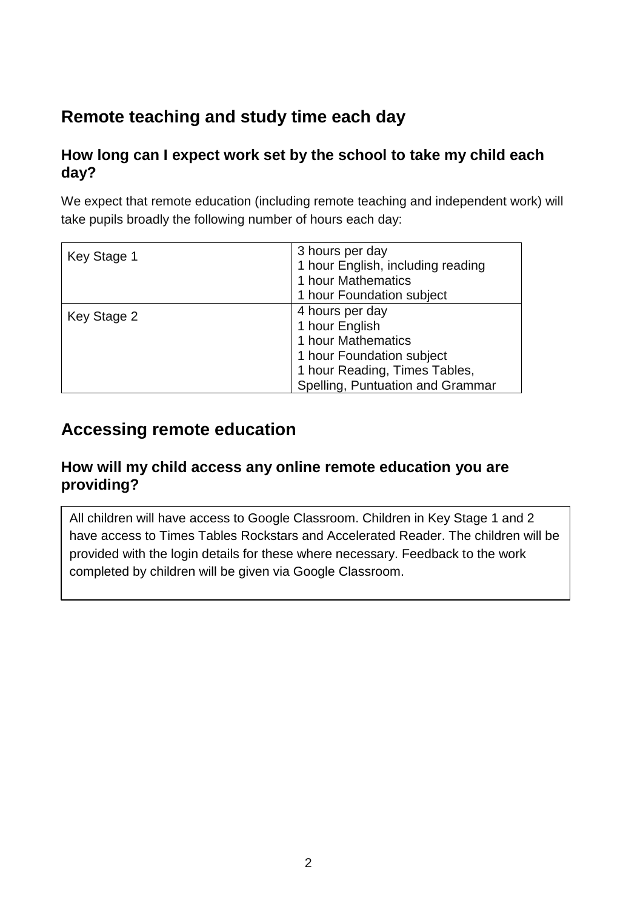## Remote teaching and study time each day

### How long can I expect work set by the school to take my child each day?

We expect that remote education (including remote teaching and independent work) will take pupils broadly the following number of hours each day:

| | |
|---|---|
| Key Stage 1 | 3 hours per day<br>1 hour English, including reading<br>1 hour Mathematics<br>1 hour Foundation subject |
| Key Stage 2 | 4 hours per day<br>1 hour English<br>1 hour Mathematics<br>1 hour Foundation subject<br>1 hour Reading, Times Tables, Spelling, Puntuation and Grammar |

## Accessing remote education

### How will my child access any online remote education you are providing?

All children will have access to Google Classroom. Children in Key Stage 1 and 2 have access to Times Tables Rockstars and Accelerated Reader. The children will be provided with the login details for these where necessary. Feedback to the work completed by children will be given via Google Classroom.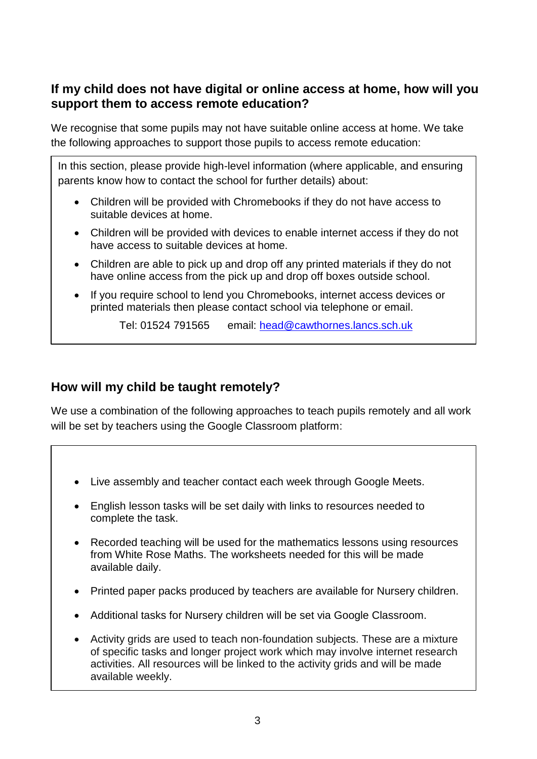## If my child does not have digital or online access at home, how will you support them to access remote education?

We recognise that some pupils may not have suitable online access at home. We take the following approaches to support those pupils to access remote education:

In this section, please provide high-level information (where applicable, and ensuring parents know how to contact the school for further details) about:

- Children will be provided with Chromebooks if they do not have access to suitable devices at home.
- Children will be provided with devices to enable internet access if they do not have access to suitable devices at home.
- Children are able to pick up and drop off any printed materials if they do not have online access from the pick up and drop off boxes outside school.
- If you require school to lend you Chromebooks, internet access devices or printed materials then please contact school via telephone or email.

  Tel: 01524 791565 email: head@cawthornes.lancs.sch.uk

## How will my child be taught remotely?

We use a combination of the following approaches to teach pupils remotely and all work will be set by teachers using the Google Classroom platform:

- Live assembly and teacher contact each week through Google Meets.
- English lesson tasks will be set daily with links to resources needed to complete the task.
- Recorded teaching will be used for the mathematics lessons using resources from White Rose Maths. The worksheets needed for this will be made available daily.
- Printed paper packs produced by teachers are available for Nursery children.
- Additional tasks for Nursery children will be set via Google Classroom.
- Activity grids are used to teach non-foundation subjects. These are a mixture of specific tasks and longer project work which may involve internet research activities. All resources will be linked to the activity grids and will be made available weekly.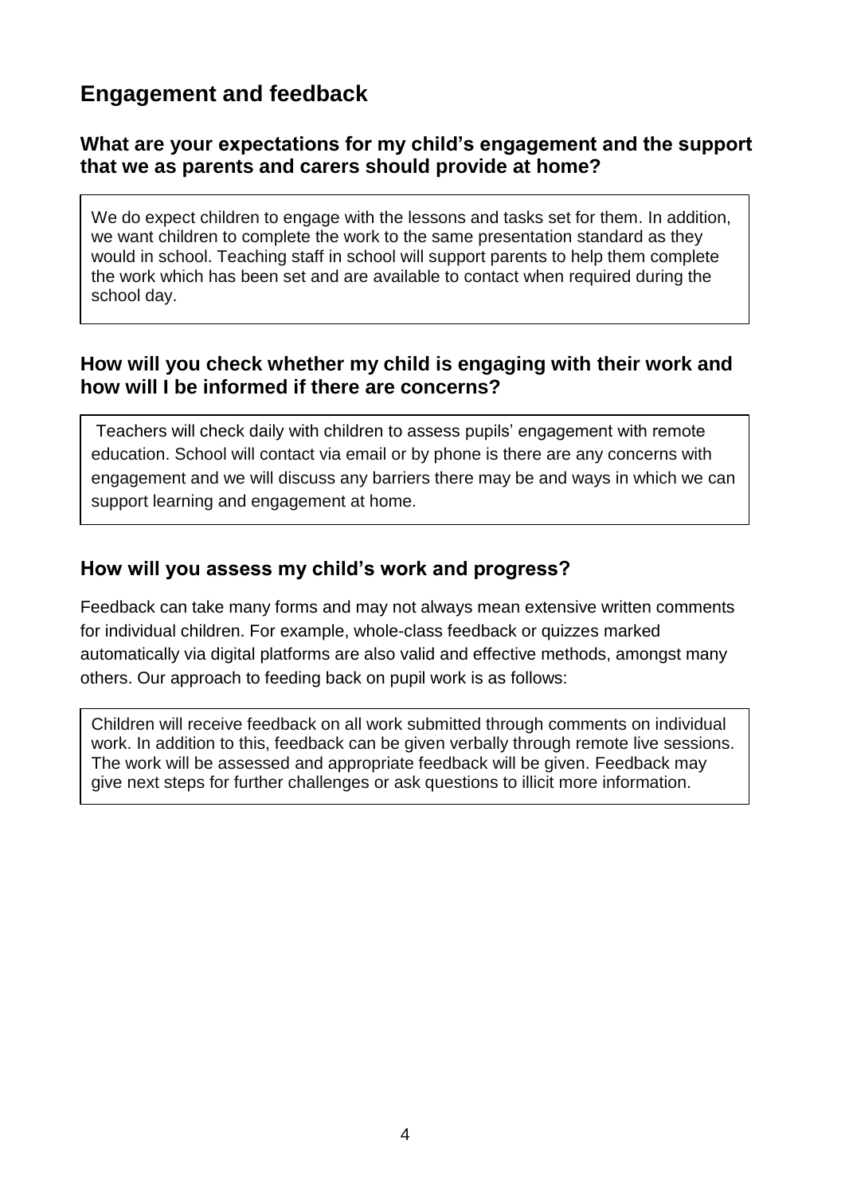## Engagement and feedback

### What are your expectations for my child's engagement and the support that we as parents and carers should provide at home?

We do expect children to engage with the lessons and tasks set for them. In addition, we want children to complete the work to the same presentation standard as they would in school. Teaching staff in school will support parents to help them complete the work which has been set and are available to contact when required during the school day.

### How will you check whether my child is engaging with their work and how will I be informed if there are concerns?

Teachers will check daily with children to assess pupils' engagement with remote education. School will contact via email or by phone is there are any concerns with engagement and we will discuss any barriers there may be and ways in which we can support learning and engagement at home.

### How will you assess my child's work and progress?

Feedback can take many forms and may not always mean extensive written comments for individual children. For example, whole-class feedback or quizzes marked automatically via digital platforms are also valid and effective methods, amongst many others. Our approach to feeding back on pupil work is as follows:

Children will receive feedback on all work submitted through comments on individual work. In addition to this, feedback can be given verbally through remote live sessions. The work will be assessed and appropriate feedback will be given. Feedback may give next steps for further challenges or ask questions to illicit more information.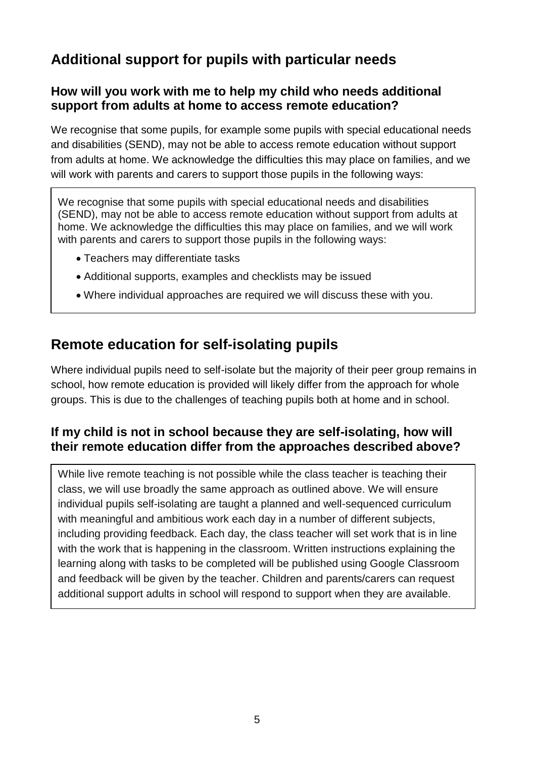## Additional support for pupils with particular needs

### How will you work with me to help my child who needs additional support from adults at home to access remote education?

We recognise that some pupils, for example some pupils with special educational needs and disabilities (SEND), may not be able to access remote education without support from adults at home. We acknowledge the difficulties this may place on families, and we will work with parents and carers to support those pupils in the following ways:

We recognise that some pupils with special educational needs and disabilities (SEND), may not be able to access remote education without support from adults at home. We acknowledge the difficulties this may place on families, and we will work with parents and carers to support those pupils in the following ways:

- Teachers may differentiate tasks
- Additional supports, examples and checklists may be issued
- Where individual approaches are required we will discuss these with you.

## Remote education for self-isolating pupils

Where individual pupils need to self-isolate but the majority of their peer group remains in school, how remote education is provided will likely differ from the approach for whole groups. This is due to the challenges of teaching pupils both at home and in school.

### If my child is not in school because they are self-isolating, how will their remote education differ from the approaches described above?

While live remote teaching is not possible while the class teacher is teaching their class, we will use broadly the same approach as outlined above. We will ensure individual pupils self-isolating are taught a planned and well-sequenced curriculum with meaningful and ambitious work each day in a number of different subjects, including providing feedback. Each day, the class teacher will set work that is in line with the work that is happening in the classroom. Written instructions explaining the learning along with tasks to be completed will be published using Google Classroom and feedback will be given by the teacher. Children and parents/carers can request additional support adults in school will respond to support when they are available.